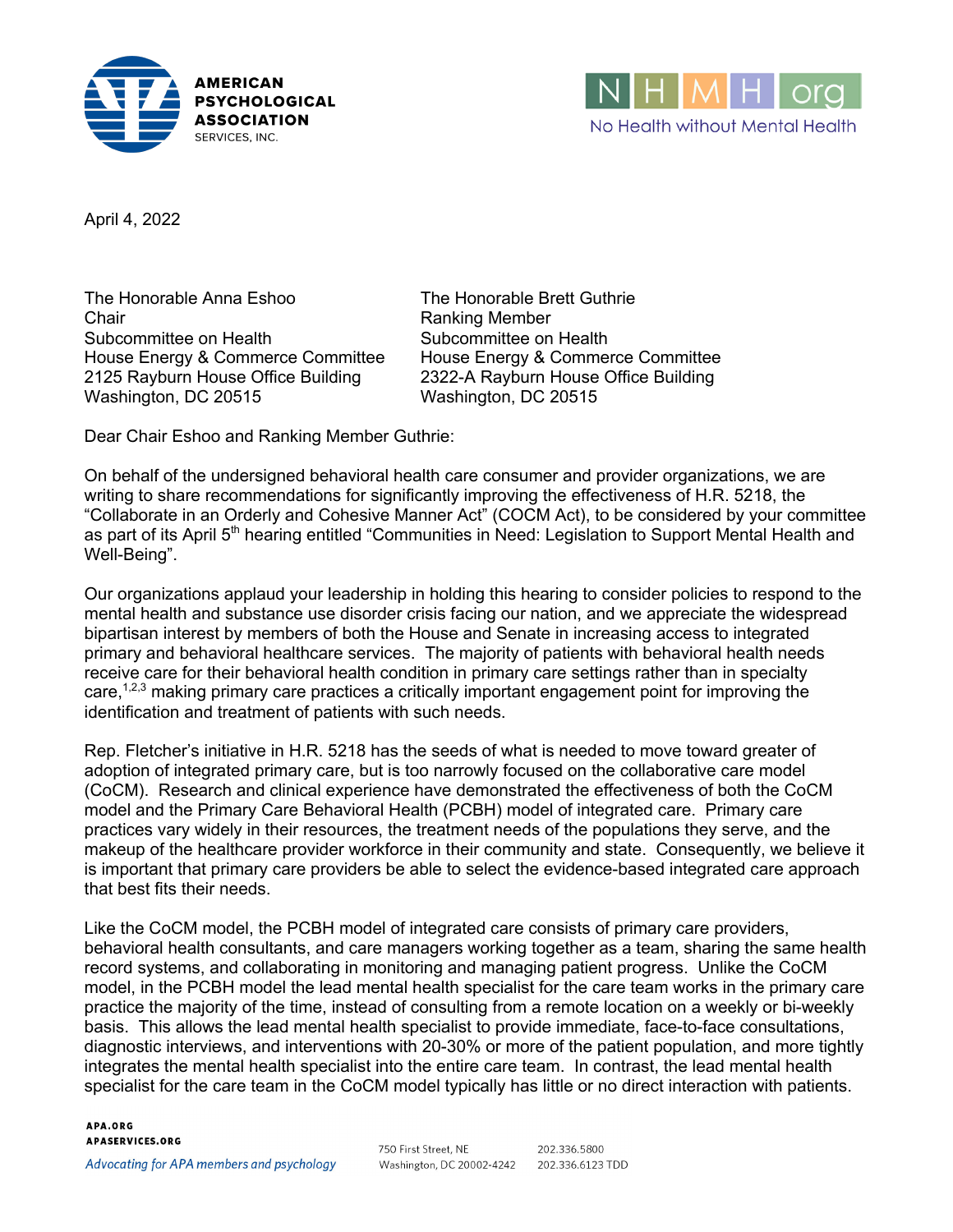AMERICAN PSYCHOLOGICAL ASSOCIATION SERVICES, INC.

NHMH org
No Health without Mental Health

April 4, 2022

The Honorable Anna Eshoo
Chair
Subcommittee on Health
House Energy & Commerce Committee
2125 Rayburn House Office Building
Washington, DC 20515

The Honorable Brett Guthrie
Ranking Member
Subcommittee on Health
House Energy & Commerce Committee
2322-A Rayburn House Office Building
Washington, DC 20515

Dear Chair Eshoo and Ranking Member Guthrie:

On behalf of the undersigned behavioral health care consumer and provider organizations, we are writing to share recommendations for significantly improving the effectiveness of H.R. 5218, the "Collaborate in an Orderly and Cohesive Manner Act" (COCM Act), to be considered by your committee as part of its April 5th hearing entitled "Communities in Need: Legislation to Support Mental Health and Well-Being".

Our organizations applaud your leadership in holding this hearing to consider policies to respond to the mental health and substance use disorder crisis facing our nation, and we appreciate the widespread bipartisan interest by members of both the House and Senate in increasing access to integrated primary and behavioral healthcare services. The majority of patients with behavioral health needs receive care for their behavioral health condition in primary care settings rather than in specialty care,[1,2,3] making primary care practices a critically important engagement point for improving the identification and treatment of patients with such needs.

Rep. Fletcher's initiative in H.R. 5218 has the seeds of what is needed to move toward greater of adoption of integrated primary care, but is too narrowly focused on the collaborative care model (CoCM). Research and clinical experience have demonstrated the effectiveness of both the CoCM model and the Primary Care Behavioral Health (PCBH) model of integrated care. Primary care practices vary widely in their resources, the treatment needs of the populations they serve, and the makeup of the healthcare provider workforce in their community and state. Consequently, we believe it is important that primary care providers be able to select the evidence-based integrated care approach that best fits their needs.

Like the CoCM model, the PCBH model of integrated care consists of primary care providers, behavioral health consultants, and care managers working together as a team, sharing the same health record systems, and collaborating in monitoring and managing patient progress. Unlike the CoCM model, in the PCBH model the lead mental health specialist for the care team works in the primary care practice the majority of the time, instead of consulting from a remote location on a weekly or bi-weekly basis. This allows the lead mental health specialist to provide immediate, face-to-face consultations, diagnostic interviews, and interventions with 20-30% or more of the patient population, and more tightly integrates the mental health specialist into the entire care team. In contrast, the lead mental health specialist for the care team in the CoCM model typically has little or no direct interaction with patients.

APA.ORG
APASERVICES.ORG
*Advocating for APA members and psychology*

750 First Street, NE
Washington, DC 20002-4242

202.336.5800
202.336.6123 TDD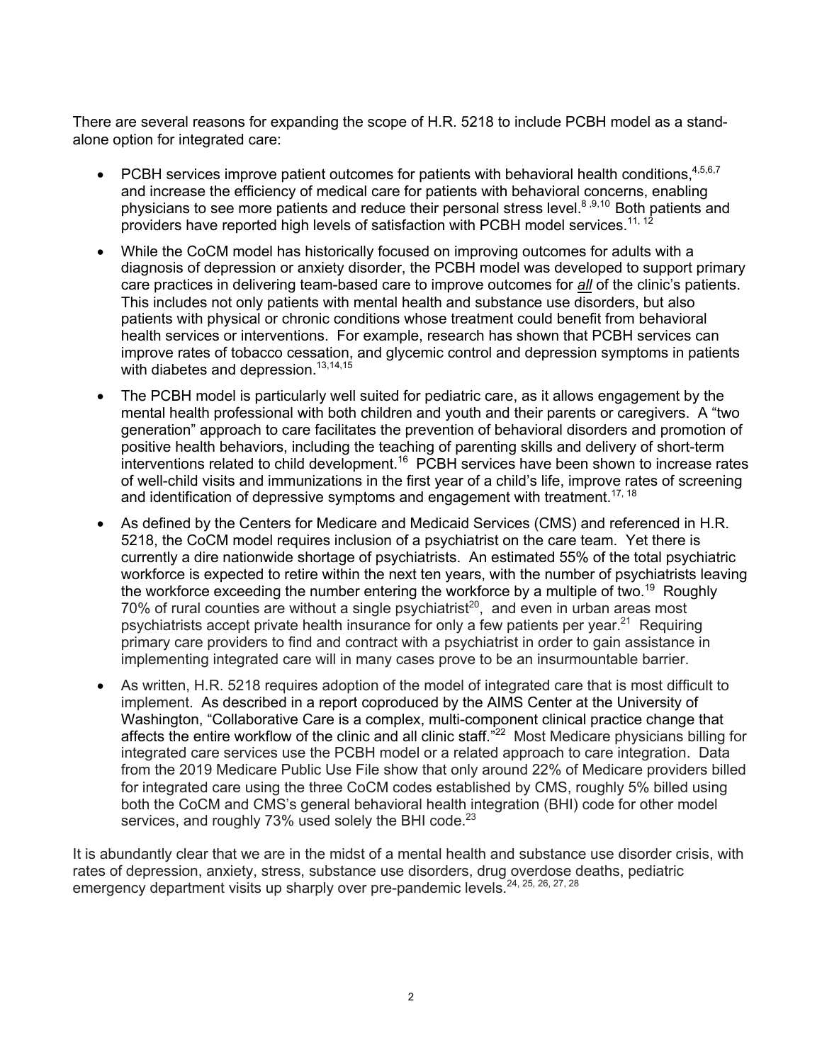There are several reasons for expanding the scope of H.R. 5218 to include PCBH model as a stand-alone option for integrated care:

- PCBH services improve patient outcomes for patients with behavioral health conditions,[4,5,6,7] and increase the efficiency of medical care for patients with behavioral concerns, enabling physicians to see more patients and reduce their personal stress level.[8,9,10] Both patients and providers have reported high levels of satisfaction with PCBH model services.[11, 12]
- While the CoCM model has historically focused on improving outcomes for adults with a diagnosis of depression or anxiety disorder, the PCBH model was developed to support primary care practices in delivering team-based care to improve outcomes for ***all*** of the clinic's patients. This includes not only patients with mental health and substance use disorders, but also patients with physical or chronic conditions whose treatment could benefit from behavioral health services or interventions. For example, research has shown that PCBH services can improve rates of tobacco cessation, and glycemic control and depression symptoms in patients with diabetes and depression.[13,14,15]
- The PCBH model is particularly well suited for pediatric care, as it allows engagement by the mental health professional with both children and youth and their parents or caregivers. A "two generation" approach to care facilitates the prevention of behavioral disorders and promotion of positive health behaviors, including the teaching of parenting skills and delivery of short-term interventions related to child development.[16] PCBH services have been shown to increase rates of well-child visits and immunizations in the first year of a child's life, improve rates of screening and identification of depressive symptoms and engagement with treatment.[17, 18]
- As defined by the Centers for Medicare and Medicaid Services (CMS) and referenced in H.R. 5218, the CoCM model requires inclusion of a psychiatrist on the care team. Yet there is currently a dire nationwide shortage of psychiatrists. An estimated 55% of the total psychiatric workforce is expected to retire within the next ten years, with the number of psychiatrists leaving the workforce exceeding the number entering the workforce by a multiple of two.[19] Roughly 70% of rural counties are without a single psychiatrist[20], and even in urban areas most psychiatrists accept private health insurance for only a few patients per year.[21] Requiring primary care providers to find and contract with a psychiatrist in order to gain assistance in implementing integrated care will in many cases prove to be an insurmountable barrier.
- As written, H.R. 5218 requires adoption of the model of integrated care that is most difficult to implement. As described in a report coproduced by the AIMS Center at the University of Washington, "Collaborative Care is a complex, multi-component clinical practice change that affects the entire workflow of the clinic and all clinic staff."[22] Most Medicare physicians billing for integrated care services use the PCBH model or a related approach to care integration. Data from the 2019 Medicare Public Use File show that only around 22% of Medicare providers billed for integrated care using the three CoCM codes established by CMS, roughly 5% billed using both the CoCM and CMS's general behavioral health integration (BHI) code for other model services, and roughly 73% used solely the BHI code.[23]

It is abundantly clear that we are in the midst of a mental health and substance use disorder crisis, with rates of depression, anxiety, stress, substance use disorders, drug overdose deaths, pediatric emergency department visits up sharply over pre-pandemic levels.[24, 25, 26, 27, 28]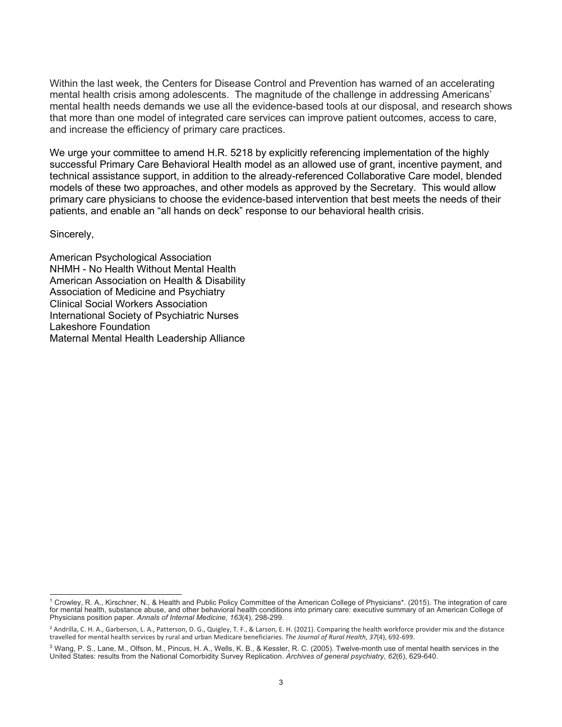Within the last week, the Centers for Disease Control and Prevention has warned of an accelerating mental health crisis among adolescents. The magnitude of the challenge in addressing Americans' mental health needs demands we use all the evidence-based tools at our disposal, and research shows that more than one model of integrated care services can improve patient outcomes, access to care, and increase the efficiency of primary care practices.

We urge your committee to amend H.R. 5218 by explicitly referencing implementation of the highly successful Primary Care Behavioral Health model as an allowed use of grant, incentive payment, and technical assistance support, in addition to the already-referenced Collaborative Care model, blended models of these two approaches, and other models as approved by the Secretary. This would allow primary care physicians to choose the evidence-based intervention that best meets the needs of their patients, and enable an "all hands on deck" response to our behavioral health crisis.

Sincerely,

American Psychological Association
NHMH - No Health Without Mental Health
American Association on Health & Disability
Association of Medicine and Psychiatry
Clinical Social Workers Association
International Society of Psychiatric Nurses
Lakeshore Foundation
Maternal Mental Health Leadership Alliance

---

[1] Crowley, R. A., Kirschner, N., & Health and Public Policy Committee of the American College of Physicians*. (2015). The integration of care for mental health, substance abuse, and other behavioral health conditions into primary care: executive summary of an American College of Physicians position paper. *Annals of Internal Medicine*, *163*(4), 298-299.

[2] Andrilla, C. H. A., Garberson, L. A., Patterson, D. G., Quigley, T. F., & Larson, E. H. (2021). Comparing the health workforce provider mix and the distance travelled for mental health services by rural and urban Medicare beneficiaries. *The Journal of Rural Health*, *37*(4), 692-699.

[3] Wang, P. S., Lane, M., Olfson, M., Pincus, H. A., Wells, K. B., & Kessler, R. C. (2005). Twelve-month use of mental health services in the United States: results from the National Comorbidity Survey Replication. *Archives of general psychiatry*, *62*(6), 629-640.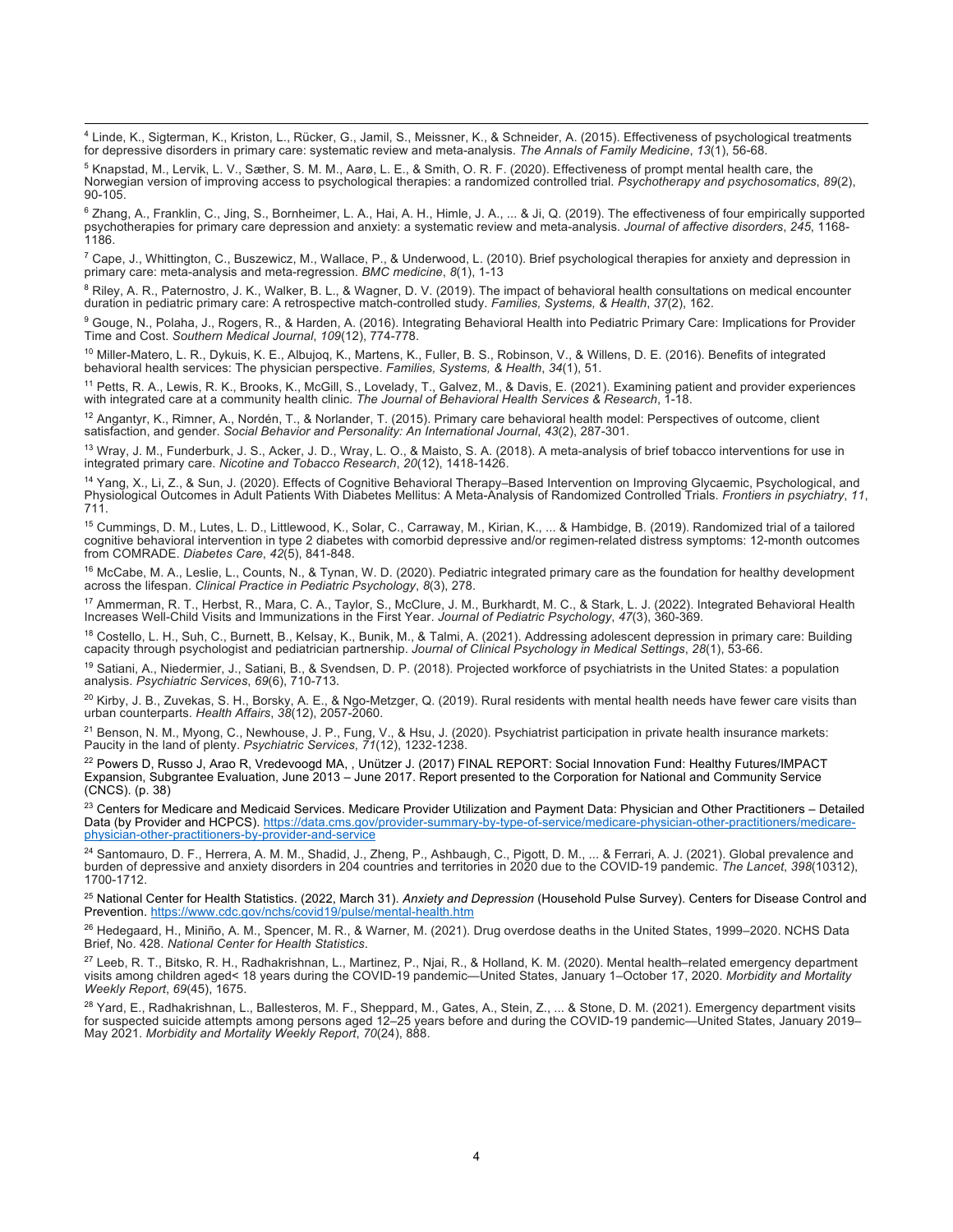[4] Linde, K., Sigterman, K., Kriston, L., Rücker, G., Jamil, S., Meissner, K., & Schneider, A. (2015). Effectiveness of psychological treatments for depressive disorders in primary care: systematic review and meta-analysis. *The Annals of Family Medicine*, *13*(1), 56-68.

[5] Knapstad, M., Lervik, L. V., Sæther, S. M. M., Aarø, L. E., & Smith, O. R. F. (2020). Effectiveness of prompt mental health care, the Norwegian version of improving access to psychological therapies: a randomized controlled trial. *Psychotherapy and psychosomatics*, *89*(2), 90-105.

[6] Zhang, A., Franklin, C., Jing, S., Bornheimer, L. A., Hai, A. H., Himle, J. A., ... & Ji, Q. (2019). The effectiveness of four empirically supported psychotherapies for primary care depression and anxiety: a systematic review and meta-analysis. *Journal of affective disorders*, *245*, 1168-1186.

[7] Cape, J., Whittington, C., Buszewicz, M., Wallace, P., & Underwood, L. (2010). Brief psychological therapies for anxiety and depression in primary care: meta-analysis and meta-regression. *BMC medicine*, *8*(1), 1-13

[8] Riley, A. R., Paternostro, J. K., Walker, B. L., & Wagner, D. V. (2019). The impact of behavioral health consultations on medical encounter duration in pediatric primary care: A retrospective match-controlled study. *Families, Systems, & Health*, *37*(2), 162.

[9] Gouge, N., Polaha, J., Rogers, R., & Harden, A. (2016). Integrating Behavioral Health into Pediatric Primary Care: Implications for Provider Time and Cost. *Southern Medical Journal*, *109*(12), 774-778.

[10] Miller-Matero, L. R., Dykuis, K. E., Albujoq, K., Martens, K., Fuller, B. S., Robinson, V., & Willens, D. E. (2016). Benefits of integrated behavioral health services: The physician perspective. *Families, Systems, & Health*, *34*(1), 51.

[11] Petts, R. A., Lewis, R. K., Brooks, K., McGill, S., Lovelady, T., Galvez, M., & Davis, E. (2021). Examining patient and provider experiences with integrated care at a community health clinic. *The Journal of Behavioral Health Services & Research*, 1-18.

[12] Angantyr, K., Rimner, A., Nordén, T., & Norlander, T. (2015). Primary care behavioral health model: Perspectives of outcome, client satisfaction, and gender. *Social Behavior and Personality: An International Journal*, *43*(2), 287-301.

[13] Wray, J. M., Funderburk, J. S., Acker, J. D., Wray, L. O., & Maisto, S. A. (2018). A meta-analysis of brief tobacco interventions for use in integrated primary care. *Nicotine and Tobacco Research*, *20*(12), 1418-1426.

[14] Yang, X., Li, Z., & Sun, J. (2020). Effects of Cognitive Behavioral Therapy–Based Intervention on Improving Glycaemic, Psychological, and Physiological Outcomes in Adult Patients With Diabetes Mellitus: A Meta-Analysis of Randomized Controlled Trials. *Frontiers in psychiatry*, *11*, 711.

[15] Cummings, D. M., Lutes, L. D., Littlewood, K., Solar, C., Carraway, M., Kirian, K., ... & Hambidge, B. (2019). Randomized trial of a tailored cognitive behavioral intervention in type 2 diabetes with comorbid depressive and/or regimen-related distress symptoms: 12-month outcomes from COMRADE. *Diabetes Care*, *42*(5), 841-848.

[16] McCabe, M. A., Leslie, L., Counts, N., & Tynan, W. D. (2020). Pediatric integrated primary care as the foundation for healthy development across the lifespan. *Clinical Practice in Pediatric Psychology*, *8*(3), 278.

[17] Ammerman, R. T., Herbst, R., Mara, C. A., Taylor, S., McClure, J. M., Burkhardt, M. C., & Stark, L. J. (2022). Integrated Behavioral Health Increases Well-Child Visits and Immunizations in the First Year. *Journal of Pediatric Psychology*, *47*(3), 360-369.

[18] Costello, L. H., Suh, C., Burnett, B., Kelsay, K., Bunik, M., & Talmi, A. (2021). Addressing adolescent depression in primary care: Building capacity through psychologist and pediatrician partnership. *Journal of Clinical Psychology in Medical Settings*, *28*(1), 53-66.

[19] Satiani, A., Niedermier, J., Satiani, B., & Svendsen, D. P. (2018). Projected workforce of psychiatrists in the United States: a population analysis. *Psychiatric Services*, *69*(6), 710-713.

[20] Kirby, J. B., Zuvekas, S. H., Borsky, A. E., & Ngo-Metzger, Q. (2019). Rural residents with mental health needs have fewer care visits than urban counterparts. *Health Affairs*, *38*(12), 2057-2060.

[21] Benson, N. M., Myong, C., Newhouse, J. P., Fung, V., & Hsu, J. (2020). Psychiatrist participation in private health insurance markets: Paucity in the land of plenty. *Psychiatric Services*, *71*(12), 1232-1238.

[22] Powers D, Russo J, Arao R, Vredevoogd MA, , Unützer J. (2017) FINAL REPORT: Social Innovation Fund: Healthy Futures/IMPACT Expansion, Subgrantee Evaluation, June 2013 – June 2017. Report presented to the Corporation for National and Community Service (CNCS). (p. 38)

[23] Centers for Medicare and Medicaid Services. Medicare Provider Utilization and Payment Data: Physician and Other Practitioners – Detailed Data (by Provider and HCPCS). https://data.cms.gov/provider-summary-by-type-of-service/medicare-physician-other-practitioners/medicare-physician-other-practitioners-by-provider-and-service

[24] Santomauro, D. F., Herrera, A. M. M., Shadid, J., Zheng, P., Ashbaugh, C., Pigott, D. M., ... & Ferrari, A. J. (2021). Global prevalence and burden of depressive and anxiety disorders in 204 countries and territories in 2020 due to the COVID-19 pandemic. *The Lancet*, *398*(10312), 1700-1712.

[25] National Center for Health Statistics. (2022, March 31). *Anxiety and Depression* (Household Pulse Survey). Centers for Disease Control and Prevention. https://www.cdc.gov/nchs/covid19/pulse/mental-health.htm

[26] Hedegaard, H., Miniño, A. M., Spencer, M. R., & Warner, M. (2021). Drug overdose deaths in the United States, 1999–2020. NCHS Data Brief, No. 428. *National Center for Health Statistics*.

[27] Leeb, R. T., Bitsko, R. H., Radhakrishnan, L., Martinez, P., Njai, R., & Holland, K. M. (2020). Mental health–related emergency department visits among children aged< 18 years during the COVID-19 pandemic—United States, January 1–October 17, 2020. *Morbidity and Mortality Weekly Report*, *69*(45), 1675.

[28] Yard, E., Radhakrishnan, L., Ballesteros, M. F., Sheppard, M., Gates, A., Stein, Z., ... & Stone, D. M. (2021). Emergency department visits for suspected suicide attempts among persons aged 12–25 years before and during the COVID-19 pandemic—United States, January 2019–May 2021. *Morbidity and Mortality Weekly Report*, *70*(24), 888.